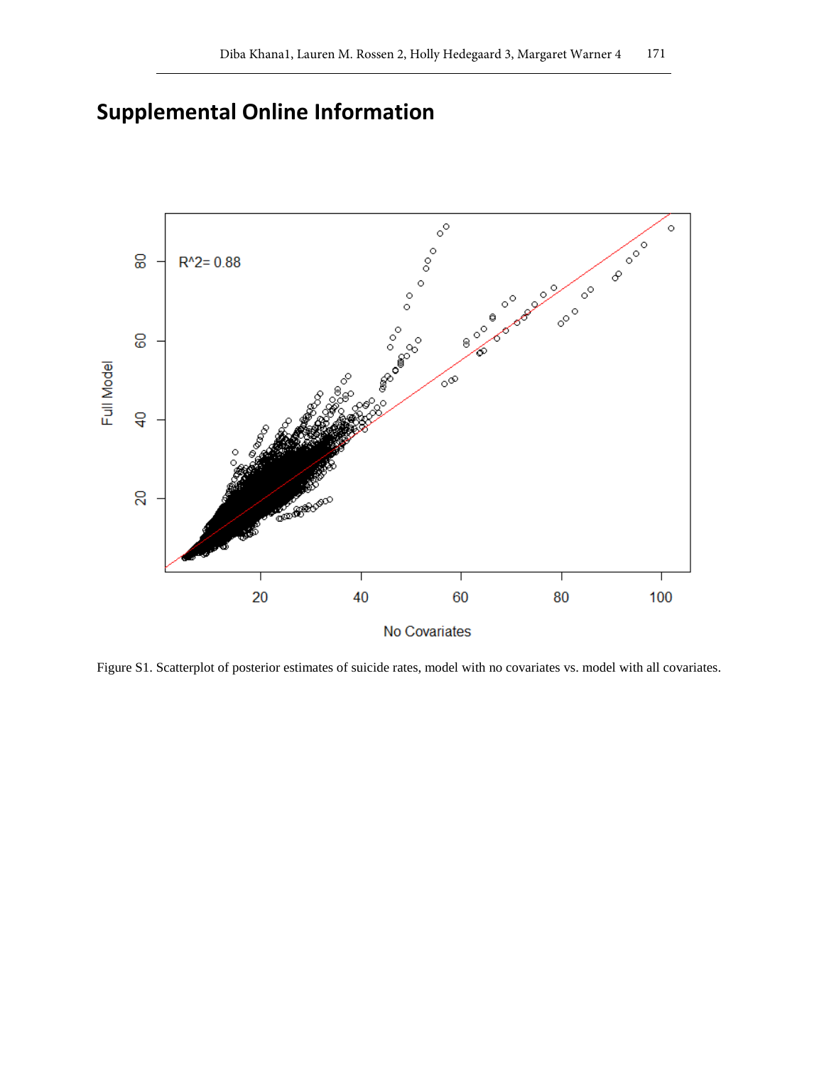# Supplemental Online Information

Figure S1. Scatterplot of posterior estimates of suicide rates, model with no covariates vs. model with all covariates.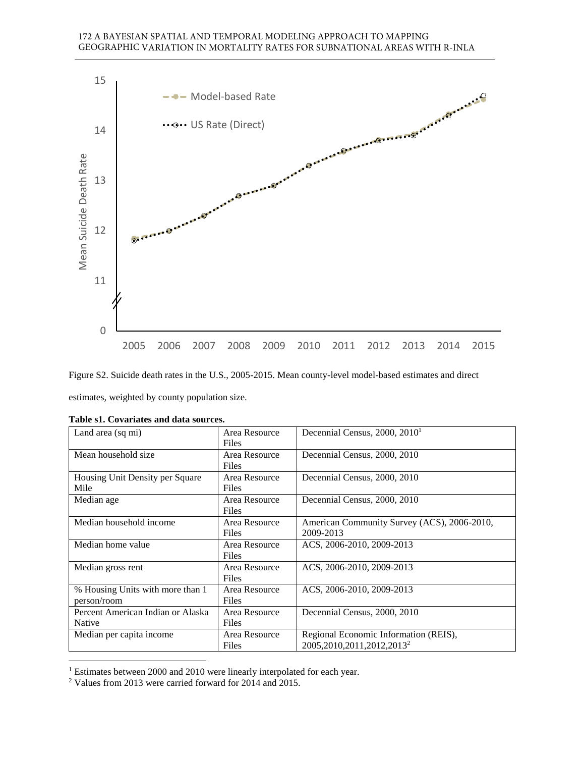Figure S2. Suicide death rates in the U.S., 2005-2015. Mean county-level model-based estimates and direct estimates, weighted by county population size.

**Table s1. Covariates and data sources.**

| | | |
|---|---|---|
| Land area (sq mi) | Area Resource Files | Decennial Census, 2000, 2010[1] |
| Mean household size | Area Resource Files | Decennial Census, 2000, 2010 |
| Housing Unit Density per Square Mile | Area Resource Files | Decennial Census, 2000, 2010 |
| Median age | Area Resource Files | Decennial Census, 2000, 2010 |
| Median household income | Area Resource Files | American Community Survey (ACS), 2006-2010, 2009-2013 |
| Median home value | Area Resource Files | ACS, 2006-2010, 2009-2013 |
| Median gross rent | Area Resource Files | ACS, 2006-2010, 2009-2013 |
| % Housing Units with more than 1 person/room | Area Resource Files | ACS, 2006-2010, 2009-2013 |
| Percent American Indian or Alaska Native | Area Resource Files | Decennial Census, 2000, 2010 |
| Median per capita income | Area Resource Files | Regional Economic Information (REIS), 2005,2010,2011,2012,2013[2] |

[1] Estimates between 2000 and 2010 were linearly interpolated for each year.

[2] Values from 2013 were carried forward for 2014 and 2015.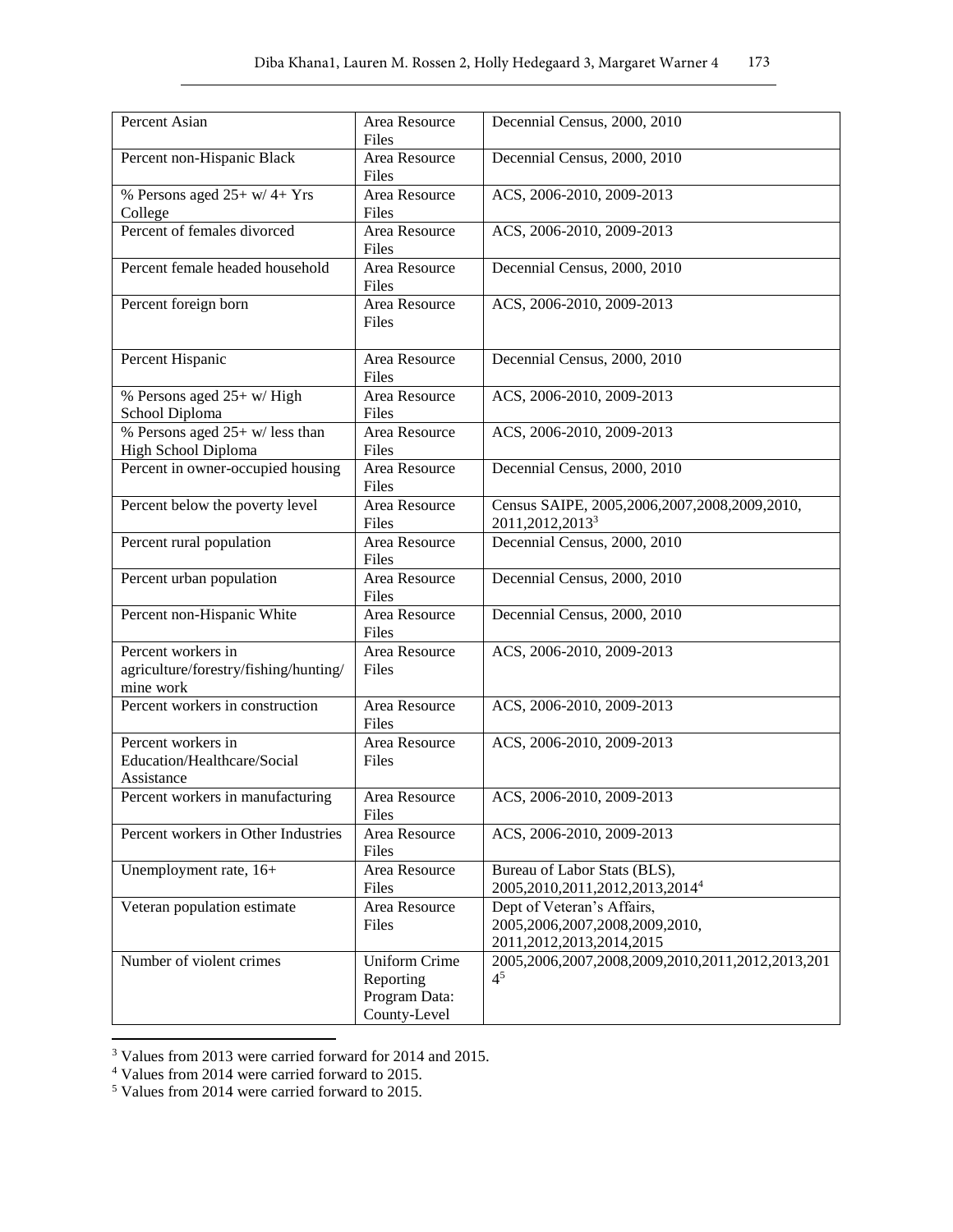| Percent Asian | Area Resource Files | Decennial Census, 2000, 2010 |
|---|---|---|
| Percent non-Hispanic Black | Area Resource Files | Decennial Census, 2000, 2010 |
| % Persons aged 25+ w/ 4+ Yrs College | Area Resource Files | ACS, 2006-2010, 2009-2013 |
| Percent of females divorced | Area Resource Files | ACS, 2006-2010, 2009-2013 |
| Percent female headed household | Area Resource Files | Decennial Census, 2000, 2010 |
| Percent foreign born | Area Resource Files | ACS, 2006-2010, 2009-2013 |
| Percent Hispanic | Area Resource Files | Decennial Census, 2000, 2010 |
| % Persons aged 25+ w/ High School Diploma | Area Resource Files | ACS, 2006-2010, 2009-2013 |
| % Persons aged 25+ w/ less than High School Diploma | Area Resource Files | ACS, 2006-2010, 2009-2013 |
| Percent in owner-occupied housing | Area Resource Files | Decennial Census, 2000, 2010 |
| Percent below the poverty level | Area Resource Files | Census SAIPE, 2005,2006,2007,2008,2009,2010, 2011,2012,2013[3] |
| Percent rural population | Area Resource Files | Decennial Census, 2000, 2010 |
| Percent urban population | Area Resource Files | Decennial Census, 2000, 2010 |
| Percent non-Hispanic White | Area Resource Files | Decennial Census, 2000, 2010 |
| Percent workers in agriculture/forestry/fishing/hunting/ mine work | Area Resource Files | ACS, 2006-2010, 2009-2013 |
| Percent workers in construction | Area Resource Files | ACS, 2006-2010, 2009-2013 |
| Percent workers in Education/Healthcare/Social Assistance | Area Resource Files | ACS, 2006-2010, 2009-2013 |
| Percent workers in manufacturing | Area Resource Files | ACS, 2006-2010, 2009-2013 |
| Percent workers in Other Industries | Area Resource Files | ACS, 2006-2010, 2009-2013 |
| Unemployment rate, 16+ | Area Resource Files | Bureau of Labor Stats (BLS), 2005,2010,2011,2012,2013,2014[4] |
| Veteran population estimate | Area Resource Files | Dept of Veteran's Affairs, 2005,2006,2007,2008,2009,2010, 2011,2012,2013,2014,2015 |
| Number of violent crimes | Uniform Crime Reporting Program Data: County-Level | 2005,2006,2007,2008,2009,2010,2011,2012,2013,2014[5] |

[3] Values from 2013 were carried forward for 2014 and 2015.

[4] Values from 2014 were carried forward to 2015.

[5] Values from 2014 were carried forward to 2015.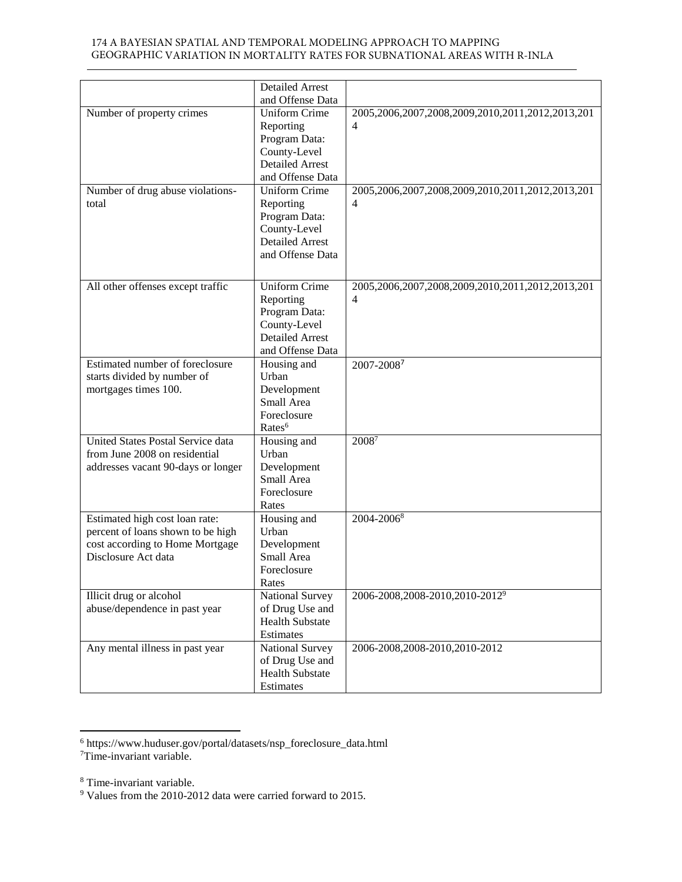| | | |
|---|---|---|
| | Detailed Arrest and Offense Data | |
| Number of property crimes | Uniform Crime Reporting Program Data: County-Level Detailed Arrest and Offense Data | 2005,2006,2007,2008,2009,2010,2011,2012,2013,2014 |
| Number of drug abuse violations-total | Uniform Crime Reporting Program Data: County-Level Detailed Arrest and Offense Data | 2005,2006,2007,2008,2009,2010,2011,2012,2013,2014 |
| All other offenses except traffic | Uniform Crime Reporting Program Data: County-Level Detailed Arrest and Offense Data | 2005,2006,2007,2008,2009,2010,2011,2012,2013,2014 |
| Estimated number of foreclosure starts divided by number of mortgages times 100. | Housing and Urban Development Small Area Foreclosure Rates[6] | 2007-2008[7] |
| United States Postal Service data from June 2008 on residential addresses vacant 90-days or longer | Housing and Urban Development Small Area Foreclosure Rates | 2008[7] |
| Estimated high cost loan rate: percent of loans shown to be high cost according to Home Mortgage Disclosure Act data | Housing and Urban Development Small Area Foreclosure Rates | 2004-2006[8] |
| Illicit drug or alcohol abuse/dependence in past year | National Survey of Drug Use and Health Substate Estimates | 2006-2008,2008-2010,2010-2012[9] |
| Any mental illness in past year | National Survey of Drug Use and Health Substate Estimates | 2006-2008,2008-2010,2010-2012 |

[6] https://www.huduser.gov/portal/datasets/nsp_foreclosure_data.html

[7] Time-invariant variable.

[8] Time-invariant variable.

[9] Values from the 2010-2012 data were carried forward to 2015.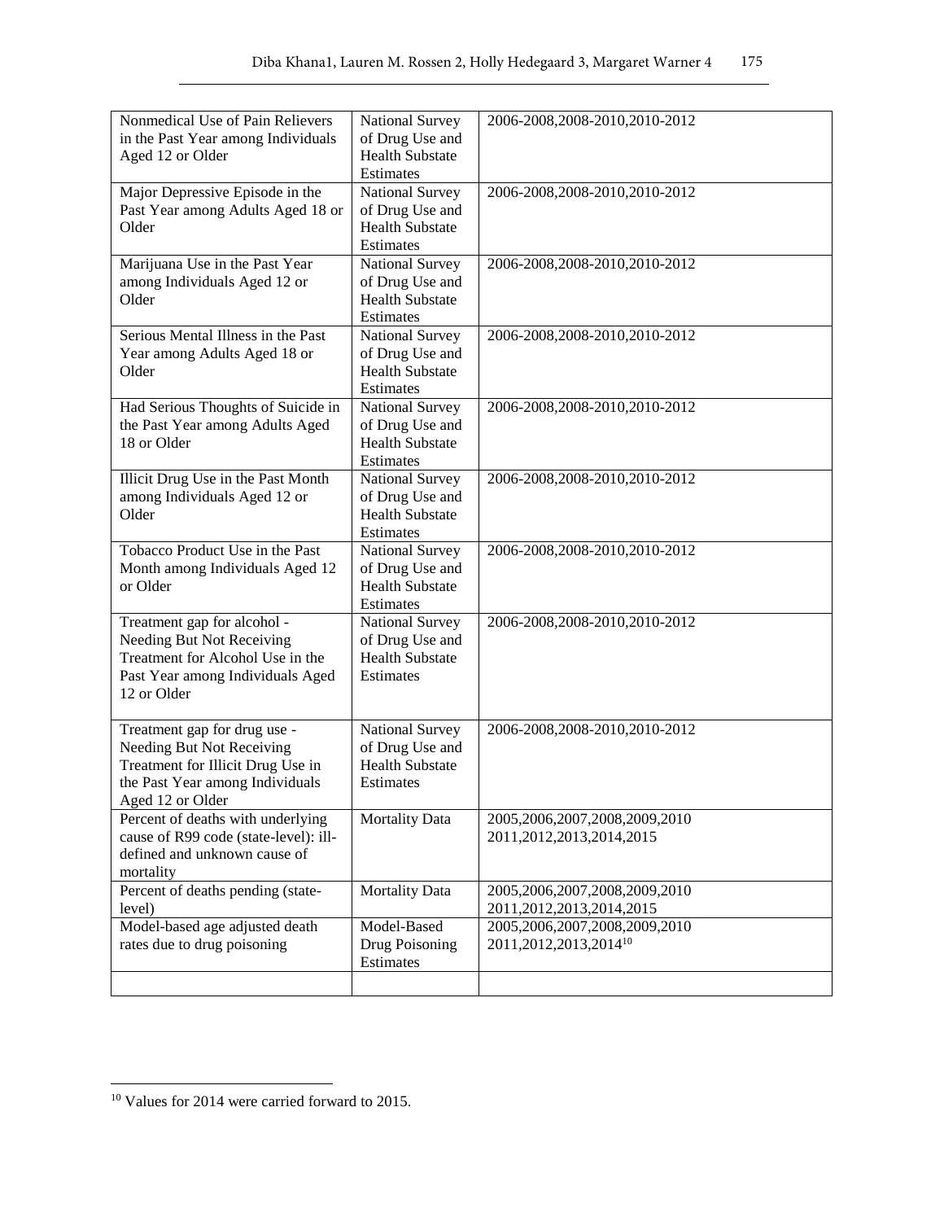| | | |
|---|---|---|
| Nonmedical Use of Pain Relievers in the Past Year among Individuals Aged 12 or Older | National Survey of Drug Use and Health Substate Estimates | 2006-2008,2008-2010,2010-2012 |
| Major Depressive Episode in the Past Year among Adults Aged 18 or Older | National Survey of Drug Use and Health Substate Estimates | 2006-2008,2008-2010,2010-2012 |
| Marijuana Use in the Past Year among Individuals Aged 12 or Older | National Survey of Drug Use and Health Substate Estimates | 2006-2008,2008-2010,2010-2012 |
| Serious Mental Illness in the Past Year among Adults Aged 18 or Older | National Survey of Drug Use and Health Substate Estimates | 2006-2008,2008-2010,2010-2012 |
| Had Serious Thoughts of Suicide in the Past Year among Adults Aged 18 or Older | National Survey of Drug Use and Health Substate Estimates | 2006-2008,2008-2010,2010-2012 |
| Illicit Drug Use in the Past Month among Individuals Aged 12 or Older | National Survey of Drug Use and Health Substate Estimates | 2006-2008,2008-2010,2010-2012 |
| Tobacco Product Use in the Past Month among Individuals Aged 12 or Older | National Survey of Drug Use and Health Substate Estimates | 2006-2008,2008-2010,2010-2012 |
| Treatment gap for alcohol - Needing But Not Receiving Treatment for Alcohol Use in the Past Year among Individuals Aged 12 or Older | National Survey of Drug Use and Health Substate Estimates | 2006-2008,2008-2010,2010-2012 |
| Treatment gap for drug use - Needing But Not Receiving Treatment for Illicit Drug Use in the Past Year among Individuals Aged 12 or Older | National Survey of Drug Use and Health Substate Estimates | 2006-2008,2008-2010,2010-2012 |
| Percent of deaths with underlying cause of R99 code (state-level): ill-defined and unknown cause of mortality | Mortality Data | 2005,2006,2007,2008,2009,2010 2011,2012,2013,2014,2015 |
| Percent of deaths pending (state-level) | Mortality Data | 2005,2006,2007,2008,2009,2010 2011,2012,2013,2014,2015 |
| Model-based age adjusted death rates due to drug poisoning | Model-Based Drug Poisoning Estimates | 2005,2006,2007,2008,2009,2010 2011,2012,2013,2014[10] |
| | | |

[10] Values for 2014 were carried forward to 2015.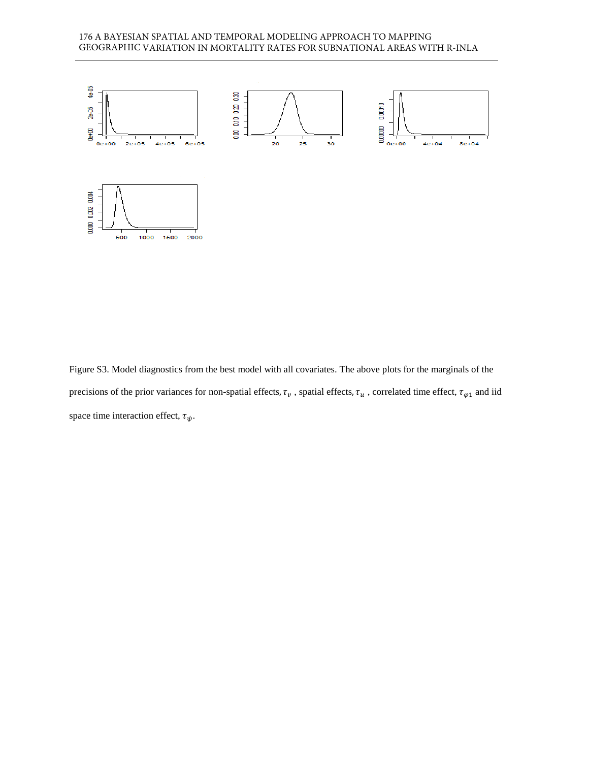Figure S3. Model diagnostics from the best model with all covariates. The above plots for the marginals of the precisions of the prior variances for non-spatial effects, $\tau_v$ , spatial effects, $\tau_u$ , correlated time effect, $\tau_{\varphi 1}$ and iid space time interaction effect, $\tau_{\psi}$.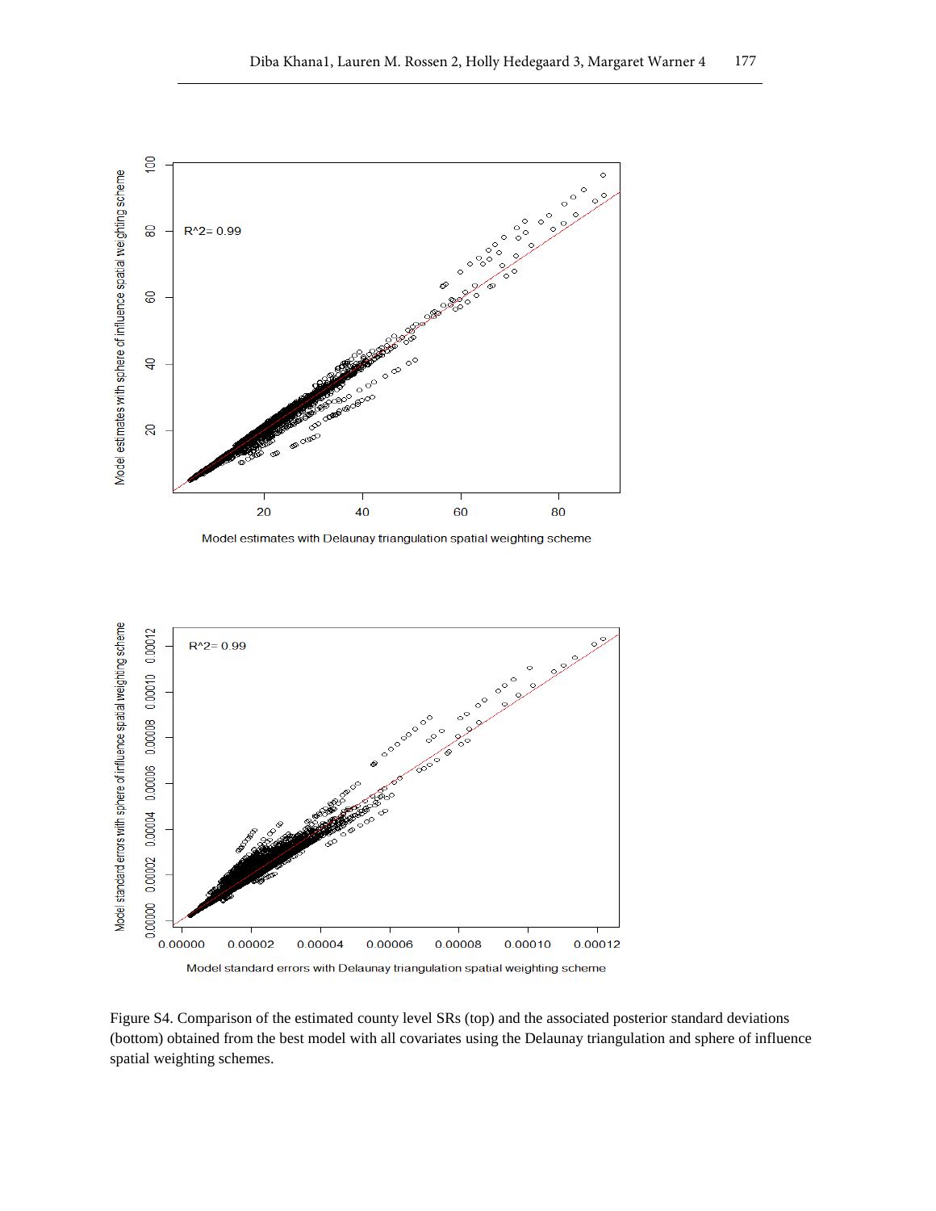Figure S4. Comparison of the estimated county level SRs (top) and the associated posterior standard deviations (bottom) obtained from the best model with all covariates using the Delaunay triangulation and sphere of influence spatial weighting schemes.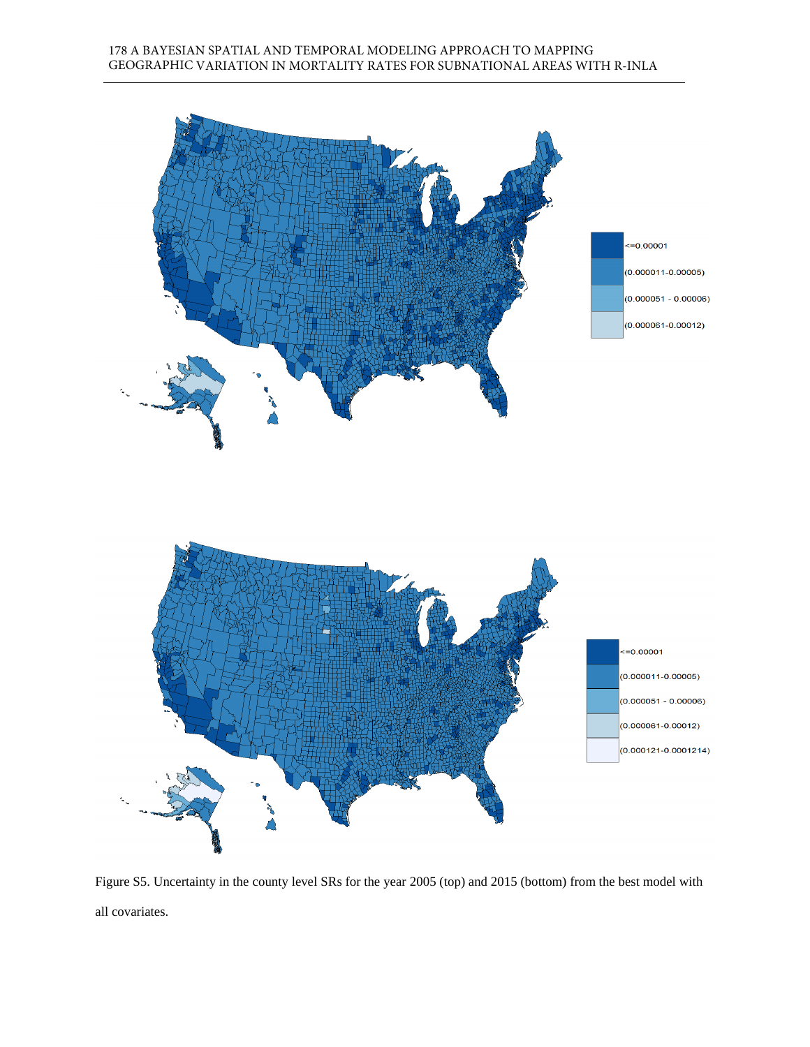Figure S5. Uncertainty in the county level SRs for the year 2005 (top) and 2015 (bottom) from the best model with all covariates.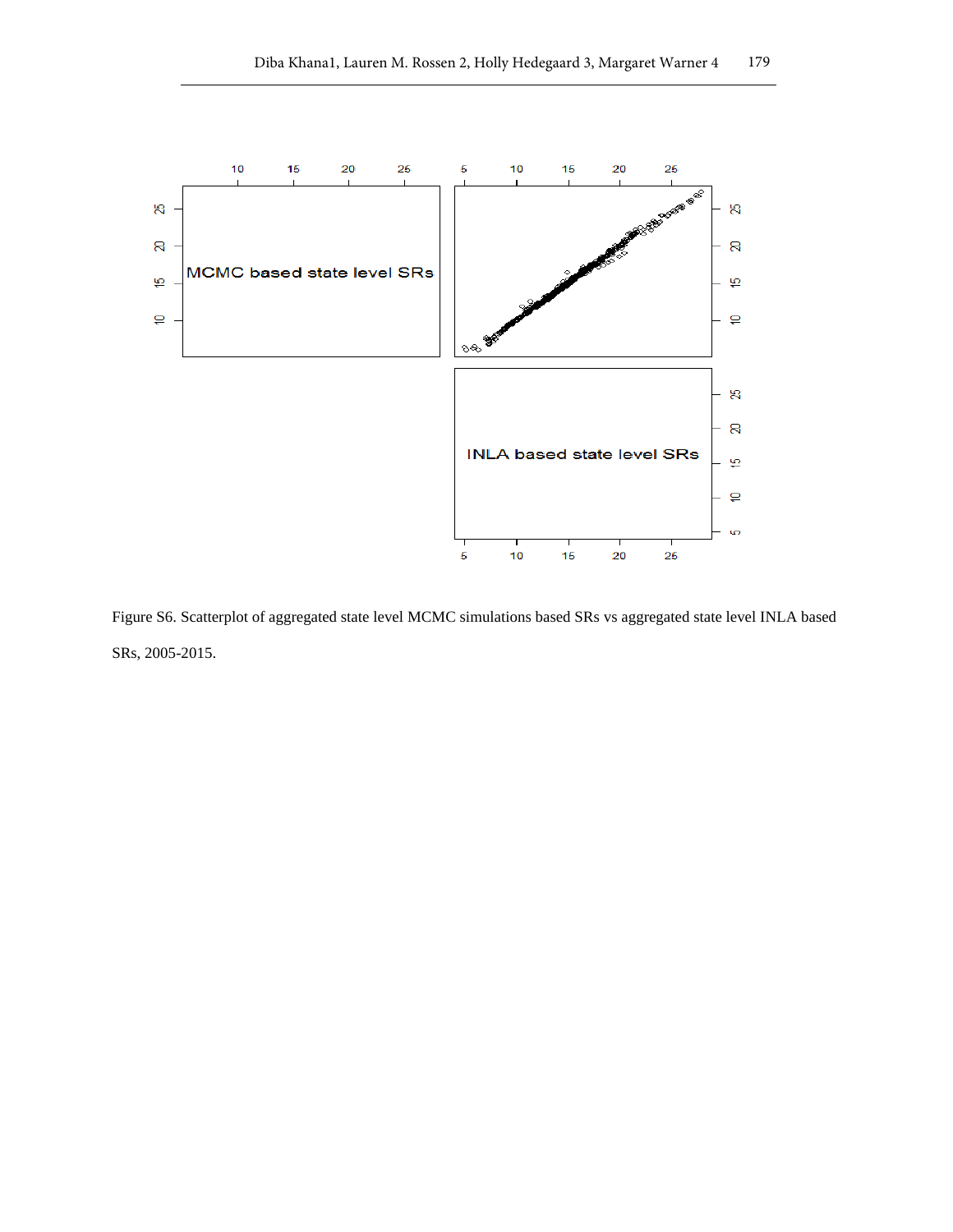Figure S6. Scatterplot of aggregated state level MCMC simulations based SRs vs aggregated state level INLA based SRs, 2005-2015.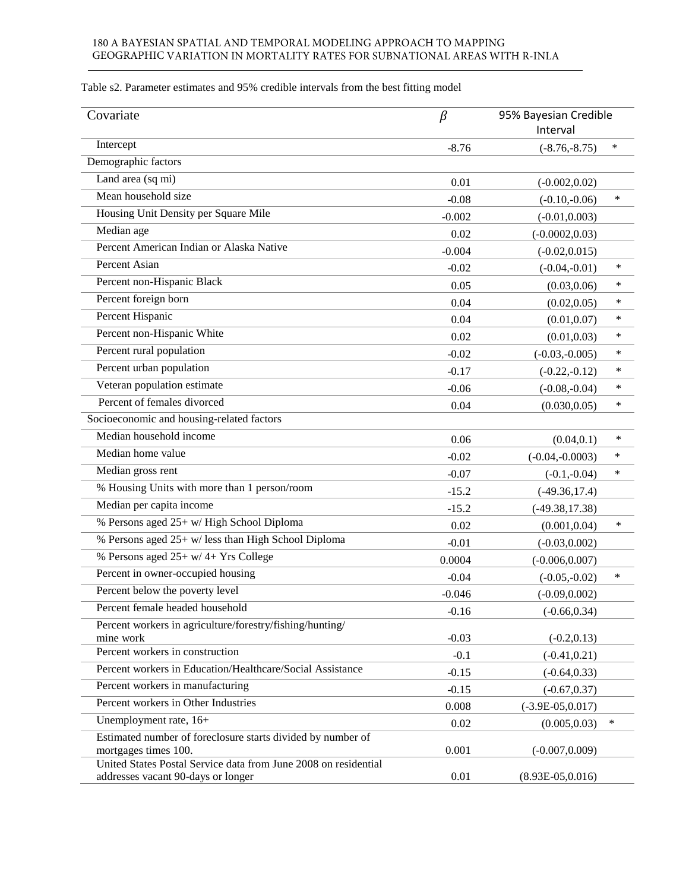Table s2. Parameter estimates and 95% credible intervals from the best fitting model

| Covariate | $\beta$ | 95% Bayesian Credible Interval | |
|---|---|---|---|
| Intercept | -8.76 | (-8.76,-8.75) | * |
| Demographic factors | | | |
| Land area (sq mi) | 0.01 | (-0.002,0.02) | |
| Mean household size | -0.08 | (-0.10,-0.06) | * |
| Housing Unit Density per Square Mile | -0.002 | (-0.01,0.003) | |
| Median age | 0.02 | (-0.0002,0.03) | |
| Percent American Indian or Alaska Native | -0.004 | (-0.02,0.015) | |
| Percent Asian | -0.02 | (-0.04,-0.01) | * |
| Percent non-Hispanic Black | 0.05 | (0.03,0.06) | * |
| Percent foreign born | 0.04 | (0.02,0.05) | * |
| Percent Hispanic | 0.04 | (0.01,0.07) | * |
| Percent non-Hispanic White | 0.02 | (0.01,0.03) | * |
| Percent rural population | -0.02 | (-0.03,-0.005) | * |
| Percent urban population | -0.17 | (-0.22,-0.12) | * |
| Veteran population estimate | -0.06 | (-0.08,-0.04) | * |
| Percent of females divorced | 0.04 | (0.030,0.05) | * |
| Socioeconomic and housing-related factors | | | |
| Median household income | 0.06 | (0.04,0.1) | * |
| Median home value | -0.02 | (-0.04,-0.0003) | * |
| Median gross rent | -0.07 | (-0.1,-0.04) | * |
| % Housing Units with more than 1 person/room | -15.2 | (-49.36,17.4) | |
| Median per capita income | -15.2 | (-49.38,17.38) | |
| % Persons aged 25+ w/ High School Diploma | 0.02 | (0.001,0.04) | * |
| % Persons aged 25+ w/ less than High School Diploma | -0.01 | (-0.03,0.002) | |
| % Persons aged 25+ w/ 4+ Yrs College | 0.0004 | (-0.006,0.007) | |
| Percent in owner-occupied housing | -0.04 | (-0.05,-0.02) | * |
| Percent below the poverty level | -0.046 | (-0.09,0.002) | |
| Percent female headed household | -0.16 | (-0.66,0.34) | |
| Percent workers in agriculture/forestry/fishing/hunting/ mine work | -0.03 | (-0.2,0.13) | |
| Percent workers in construction | -0.1 | (-0.41,0.21) | |
| Percent workers in Education/Healthcare/Social Assistance | -0.15 | (-0.64,0.33) | |
| Percent workers in manufacturing | -0.15 | (-0.67,0.37) | |
| Percent workers in Other Industries | 0.008 | (-3.9E-05,0.017) | |
| Unemployment rate, 16+ | 0.02 | (0.005,0.03) | * |
| Estimated number of foreclosure starts divided by number of mortgages times 100. | 0.001 | (-0.007,0.009) | |
| United States Postal Service data from June 2008 on residential addresses vacant 90-days or longer | 0.01 | (8.93E-05,0.016) | |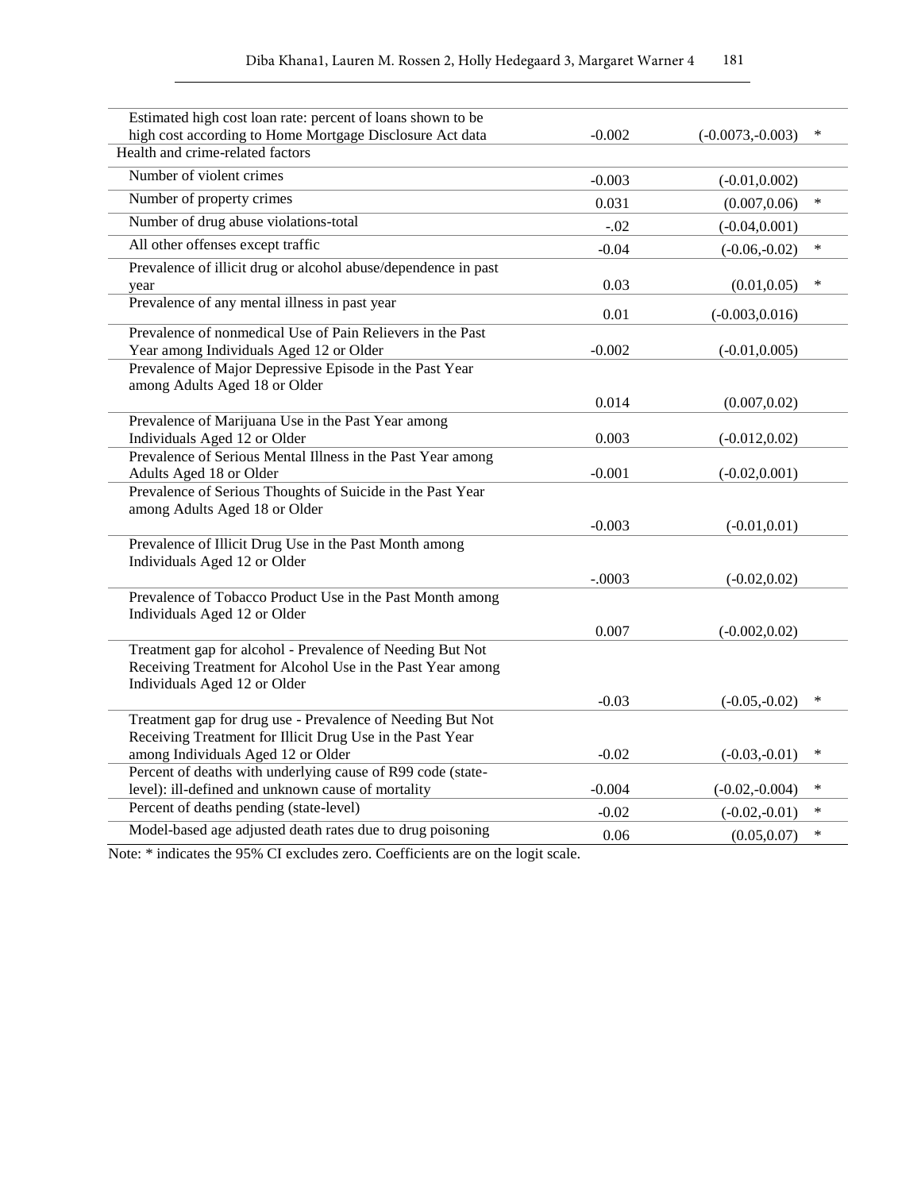| | | | |
|---|---|---|---|
| Estimated high cost loan rate: percent of loans shown to be high cost according to Home Mortgage Disclosure Act data | -0.002 | (-0.0073,-0.003) | * |
| Health and crime-related factors | | | |
| Number of violent crimes | -0.003 | (-0.01,0.002) | |
| Number of property crimes | 0.031 | (0.007,0.06) | * |
| Number of drug abuse violations-total | -.02 | (-0.04,0.001) | |
| All other offenses except traffic | -0.04 | (-0.06,-0.02) | * |
| Prevalence of illicit drug or alcohol abuse/dependence in past year | 0.03 | (0.01,0.05) | * |
| Prevalence of any mental illness in past year | 0.01 | (-0.003,0.016) | |
| Prevalence of nonmedical Use of Pain Relievers in the Past Year among Individuals Aged 12 or Older | -0.002 | (-0.01,0.005) | |
| Prevalence of Major Depressive Episode in the Past Year among Adults Aged 18 or Older | 0.014 | (0.007,0.02) | |
| Prevalence of Marijuana Use in the Past Year among Individuals Aged 12 or Older | 0.003 | (-0.012,0.02) | |
| Prevalence of Serious Mental Illness in the Past Year among Adults Aged 18 or Older | -0.001 | (-0.02,0.001) | |
| Prevalence of Serious Thoughts of Suicide in the Past Year among Adults Aged 18 or Older | -0.003 | (-0.01,0.01) | |
| Prevalence of Illicit Drug Use in the Past Month among Individuals Aged 12 or Older | -.0003 | (-0.02,0.02) | |
| Prevalence of Tobacco Product Use in the Past Month among Individuals Aged 12 or Older | 0.007 | (-0.002,0.02) | |
| Treatment gap for alcohol - Prevalence of Needing But Not Receiving Treatment for Alcohol Use in the Past Year among Individuals Aged 12 or Older | -0.03 | (-0.05,-0.02) | * |
| Treatment gap for drug use - Prevalence of Needing But Not Receiving Treatment for Illicit Drug Use in the Past Year among Individuals Aged 12 or Older | -0.02 | (-0.03,-0.01) | * |
| Percent of deaths with underlying cause of R99 code (state-level): ill-defined and unknown cause of mortality | -0.004 | (-0.02,-0.004) | * |
| Percent of deaths pending (state-level) | -0.02 | (-0.02,-0.01) | * |
| Model-based age adjusted death rates due to drug poisoning | 0.06 | (0.05,0.07) | * |

Note: * indicates the 95% CI excludes zero. Coefficients are on the logit scale.